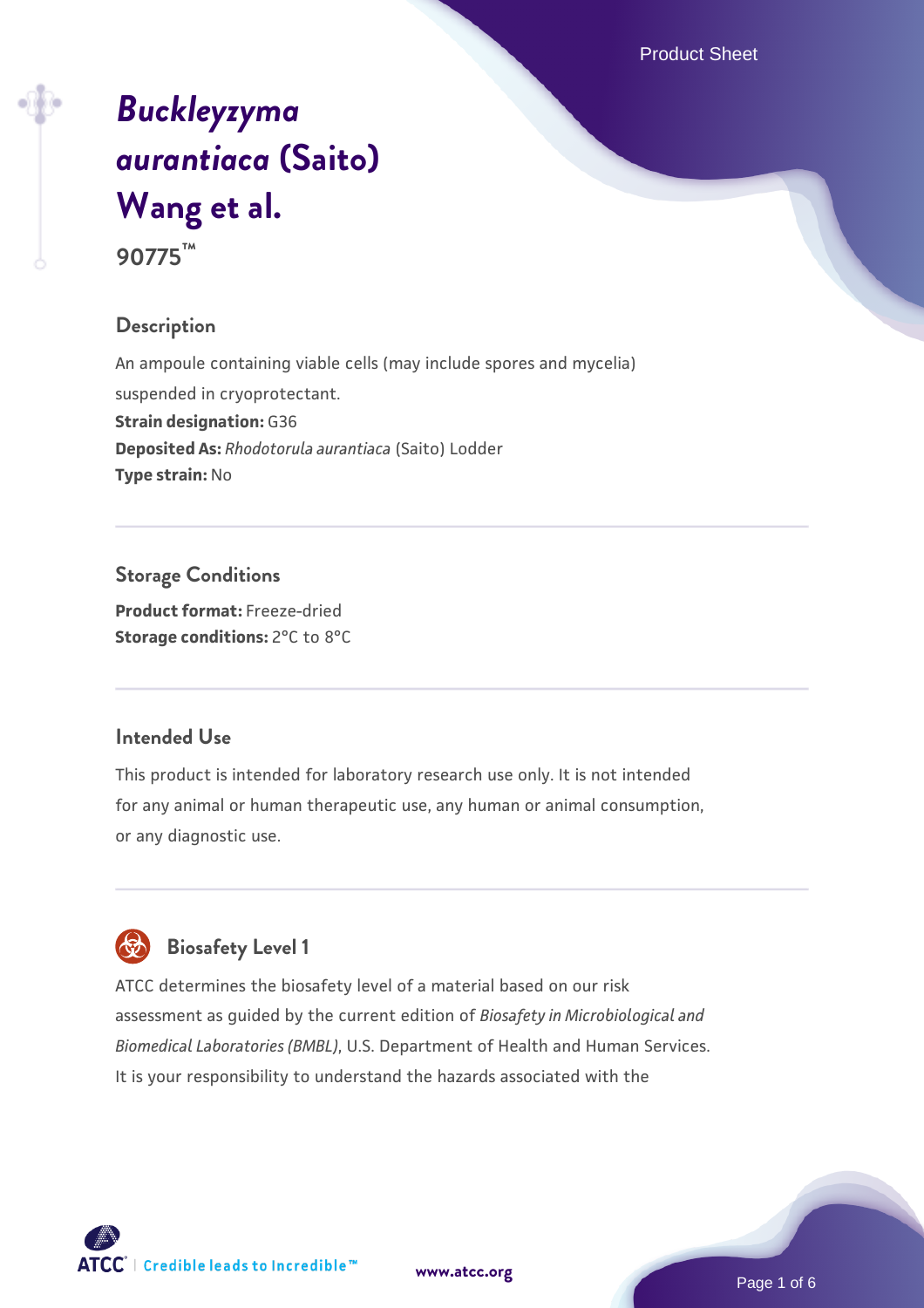# *Buckleyzyma aurantiaca* (Saito) Wang et al.

**90775™**

## Description

An ampoule containing viable cells (may include spores and mycelia) suspended in cryoprotectant.

**Strain designation:** G36

**Deposited As:** *Rhodotorula aurantiaca* (Saito) Lodder

**Type strain:** No

## Storage Conditions

**Product format:** Freeze-dried

**Storage conditions:** 2°C to 8°C

## Intended Use

This product is intended for laboratory research use only. It is not intended for any animal or human therapeutic use, any human or animal consumption, or any diagnostic use.

## Biosafety Level 1

ATCC determines the biosafety level of a material based on our risk assessment as guided by the current edition of *Biosafety in Microbiological and Biomedical Laboratories (BMBL)*, U.S. Department of Health and Human Services. It is your responsibility to understand the hazards associated with the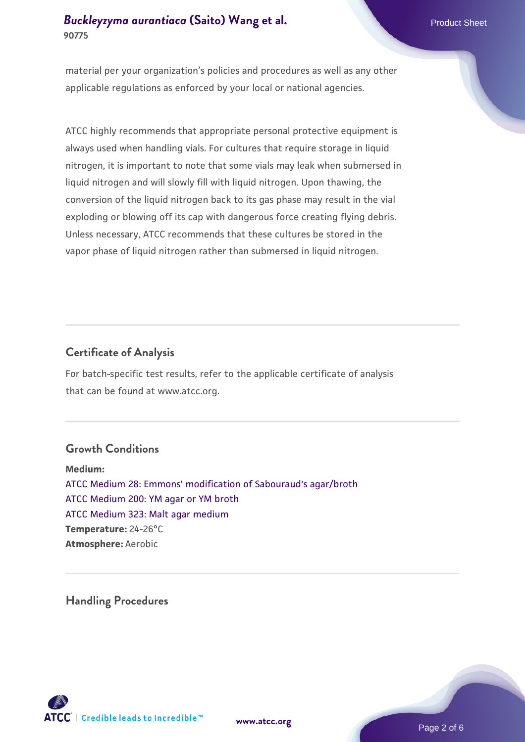material per your organization's policies and procedures as well as any other applicable regulations as enforced by your local or national agencies.

ATCC highly recommends that appropriate personal protective equipment is always used when handling vials. For cultures that require storage in liquid nitrogen, it is important to note that some vials may leak when submersed in liquid nitrogen and will slowly fill with liquid nitrogen. Upon thawing, the conversion of the liquid nitrogen back to its gas phase may result in the vial exploding or blowing off its cap with dangerous force creating flying debris. Unless necessary, ATCC recommends that these cultures be stored in the vapor phase of liquid nitrogen rather than submersed in liquid nitrogen.

## Certificate of Analysis

For batch-specific test results, refer to the applicable certificate of analysis that can be found at www.atcc.org.

## Growth Conditions

**Medium:**
ATCC Medium 28: Emmons' modification of Sabouraud's agar/broth
ATCC Medium 200: YM agar or YM broth
ATCC Medium 323: Malt agar medium
**Temperature:** 24-26°C
**Atmosphere:** Aerobic

## Handling Procedures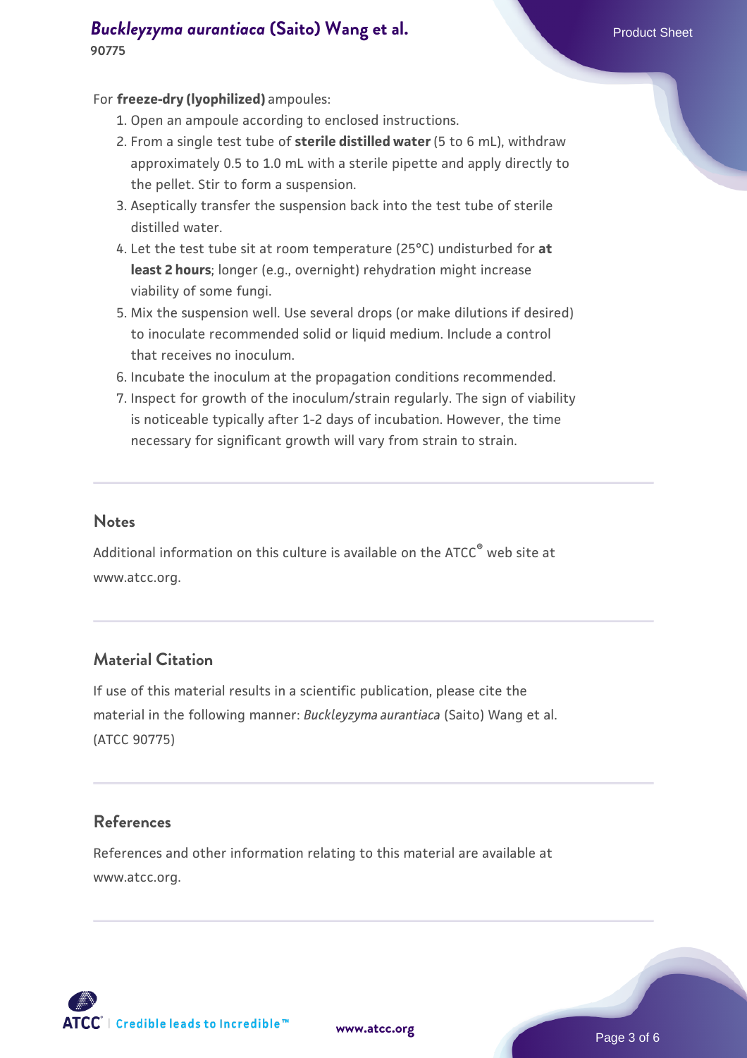For **freeze-dry (lyophilized)** ampoules:

1. Open an ampoule according to enclosed instructions.
2. From a single test tube of **sterile distilled water** (5 to 6 mL), withdraw approximately 0.5 to 1.0 mL with a sterile pipette and apply directly to the pellet. Stir to form a suspension.
3. Aseptically transfer the suspension back into the test tube of sterile distilled water.
4. Let the test tube sit at room temperature (25°C) undisturbed for **at least 2 hours**; longer (e.g., overnight) rehydration might increase viability of some fungi.
5. Mix the suspension well. Use several drops (or make dilutions if desired) to inoculate recommended solid or liquid medium. Include a control that receives no inoculum.
6. Incubate the inoculum at the propagation conditions recommended.
7. Inspect for growth of the inoculum/strain regularly. The sign of viability is noticeable typically after 1-2 days of incubation. However, the time necessary for significant growth will vary from strain to strain.

## Notes

Additional information on this culture is available on the ATCC® web site at www.atcc.org.

## Material Citation

If use of this material results in a scientific publication, please cite the material in the following manner: *Buckleyzyma aurantiaca* (Saito) Wang et al. (ATCC 90775)

## References

References and other information relating to this material are available at www.atcc.org.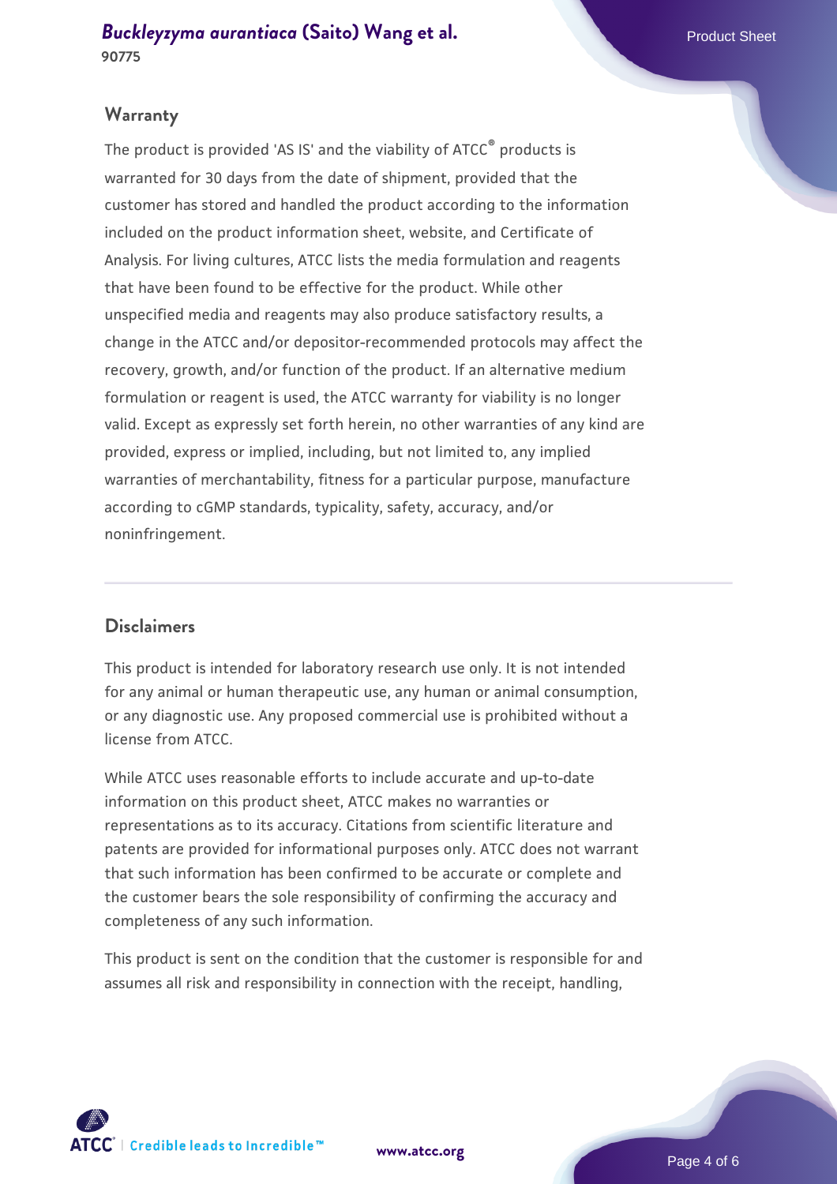## Warranty

The product is provided 'AS IS' and the viability of ATCC® products is warranted for 30 days from the date of shipment, provided that the customer has stored and handled the product according to the information included on the product information sheet, website, and Certificate of Analysis. For living cultures, ATCC lists the media formulation and reagents that have been found to be effective for the product. While other unspecified media and reagents may also produce satisfactory results, a change in the ATCC and/or depositor-recommended protocols may affect the recovery, growth, and/or function of the product. If an alternative medium formulation or reagent is used, the ATCC warranty for viability is no longer valid. Except as expressly set forth herein, no other warranties of any kind are provided, express or implied, including, but not limited to, any implied warranties of merchantability, fitness for a particular purpose, manufacture according to cGMP standards, typicality, safety, accuracy, and/or noninfringement.

## Disclaimers

This product is intended for laboratory research use only. It is not intended for any animal or human therapeutic use, any human or animal consumption, or any diagnostic use. Any proposed commercial use is prohibited without a license from ATCC.

While ATCC uses reasonable efforts to include accurate and up-to-date information on this product sheet, ATCC makes no warranties or representations as to its accuracy. Citations from scientific literature and patents are provided for informational purposes only. ATCC does not warrant that such information has been confirmed to be accurate or complete and the customer bears the sole responsibility of confirming the accuracy and completeness of any such information.

This product is sent on the condition that the customer is responsible for and assumes all risk and responsibility in connection with the receipt, handling,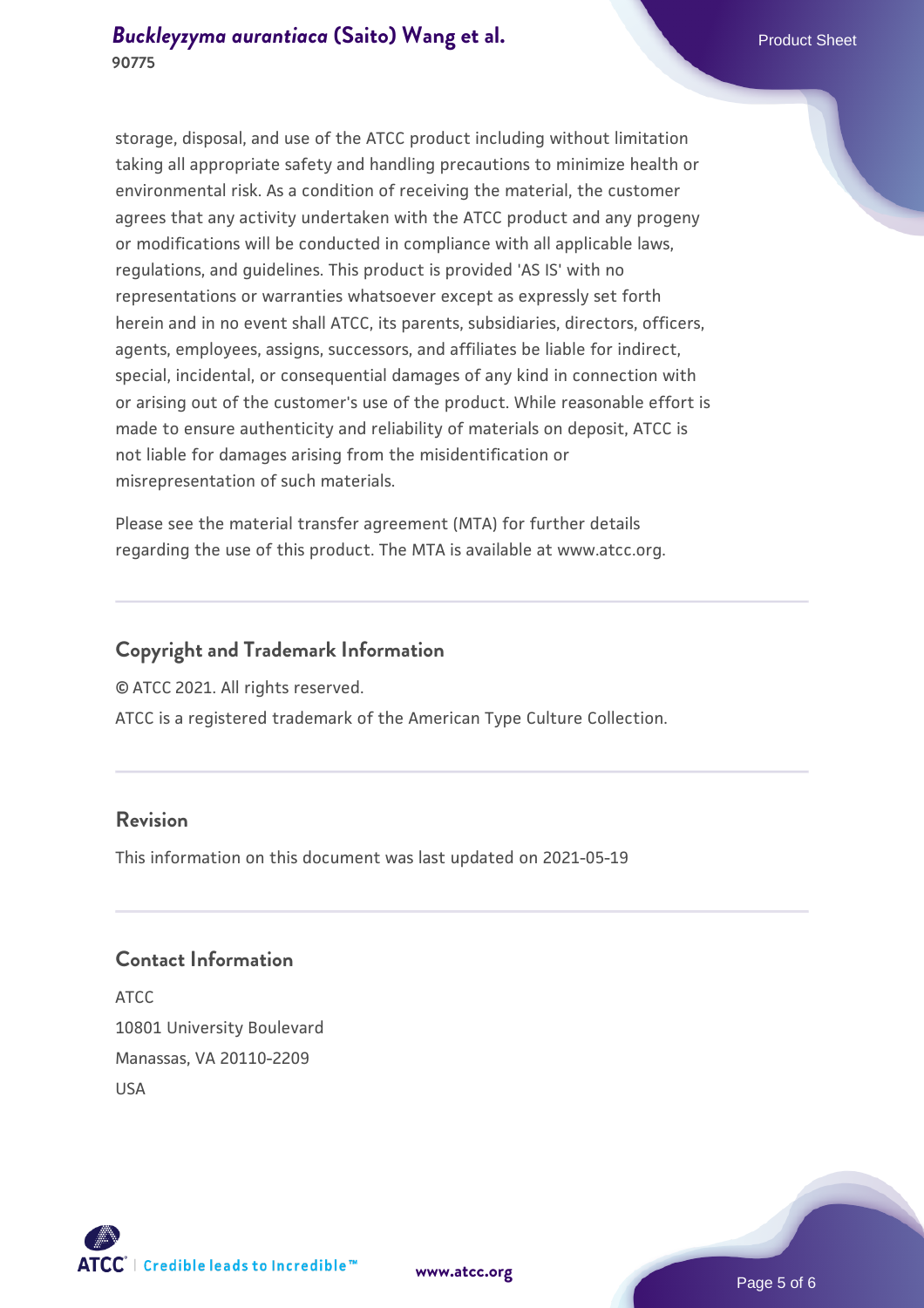storage, disposal, and use of the ATCC product including without limitation taking all appropriate safety and handling precautions to minimize health or environmental risk. As a condition of receiving the material, the customer agrees that any activity undertaken with the ATCC product and any progeny or modifications will be conducted in compliance with all applicable laws, regulations, and guidelines. This product is provided 'AS IS' with no representations or warranties whatsoever except as expressly set forth herein and in no event shall ATCC, its parents, subsidiaries, directors, officers, agents, employees, assigns, successors, and affiliates be liable for indirect, special, incidental, or consequential damages of any kind in connection with or arising out of the customer's use of the product. While reasonable effort is made to ensure authenticity and reliability of materials on deposit, ATCC is not liable for damages arising from the misidentification or misrepresentation of such materials.

Please see the material transfer agreement (MTA) for further details regarding the use of this product. The MTA is available at www.atcc.org.

## Copyright and Trademark Information

© ATCC 2021. All rights reserved.

ATCC is a registered trademark of the American Type Culture Collection.

## Revision

This information on this document was last updated on 2021-05-19

## Contact Information

ATCC
10801 University Boulevard
Manassas, VA 20110-2209
USA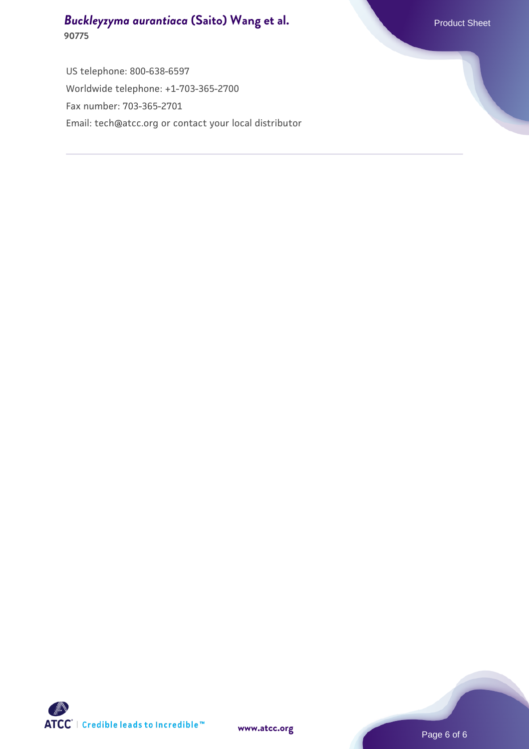US telephone: 800-638-6597

Worldwide telephone: +1-703-365-2700

Fax number: 703-365-2701

Email: tech@atcc.org or contact your local distributor